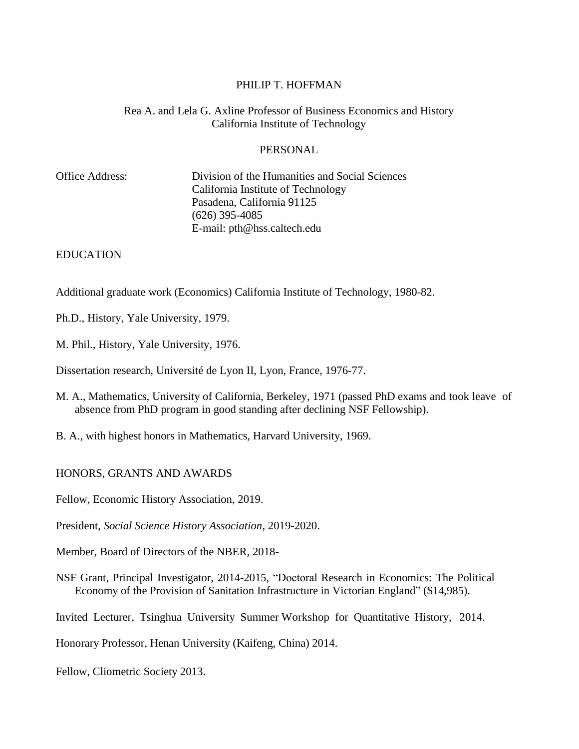# PHILIP T. HOFFMAN

Rea A. and Lela G. Axline Professor of Business Economics and History
California Institute of Technology

## PERSONAL

Office Address: Division of the Humanities and Social Sciences
California Institute of Technology
Pasadena, California 91125
(626) 395-4085
E-mail: pth@hss.caltech.edu

## EDUCATION

Additional graduate work (Economics) California Institute of Technology, 1980-82.

Ph.D., History, Yale University, 1979.

M. Phil., History, Yale University, 1976.

Dissertation research, Université de Lyon II, Lyon, France, 1976-77.

M. A., Mathematics, University of California, Berkeley, 1971 (passed PhD exams and took leave of absence from PhD program in good standing after declining NSF Fellowship).

B. A., with highest honors in Mathematics, Harvard University, 1969.

## HONORS, GRANTS AND AWARDS

Fellow, Economic History Association, 2019.

President, *Social Science History Association*, 2019-2020.

Member, Board of Directors of the NBER, 2018-

NSF Grant, Principal Investigator, 2014-2015, "Doctoral Research in Economics: The Political Economy of the Provision of Sanitation Infrastructure in Victorian England" ($14,985).

Invited Lecturer, Tsinghua University Summer Workshop for Quantitative History, 2014.

Honorary Professor, Henan University (Kaifeng, China) 2014.

Fellow, Cliometric Society 2013.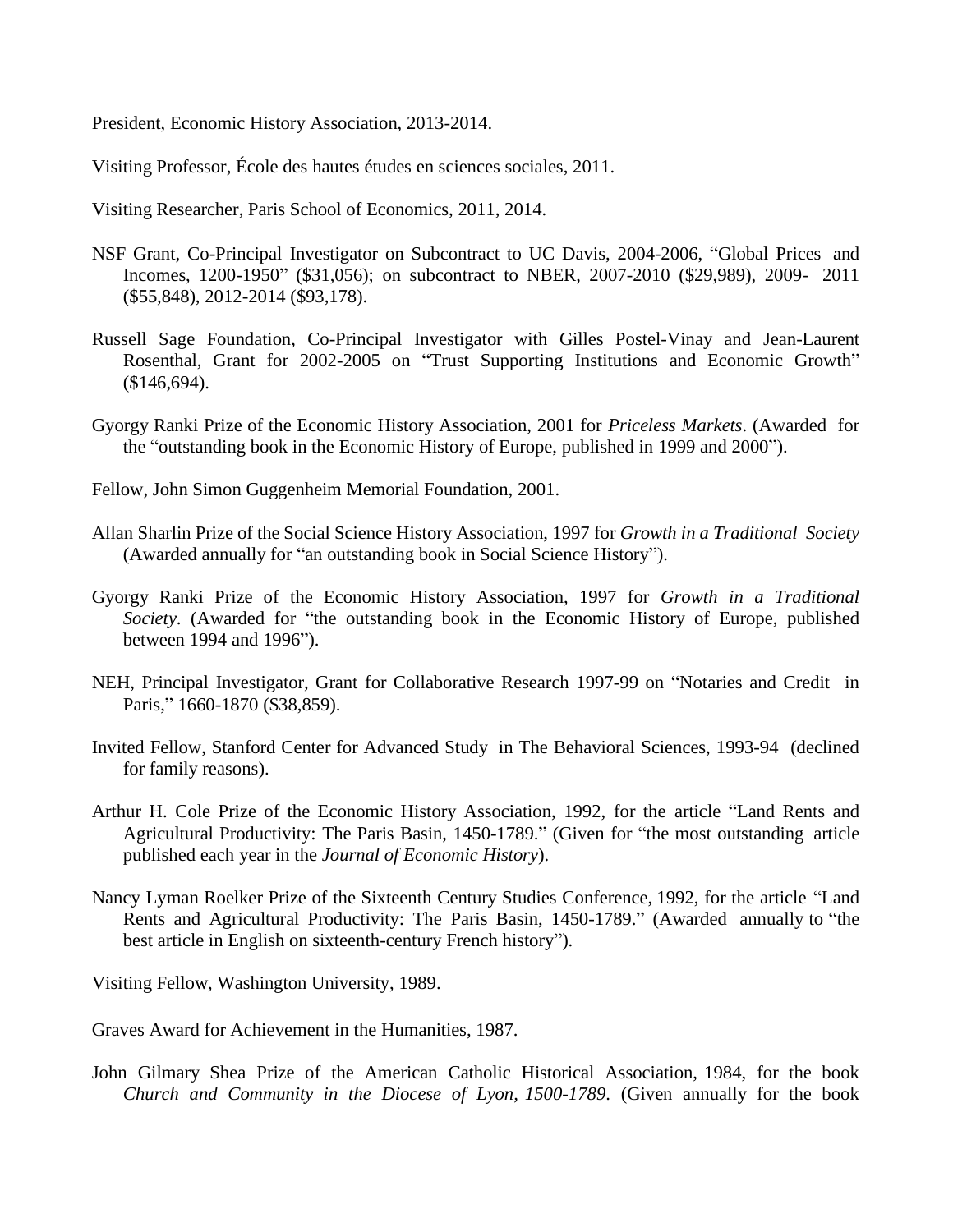President, Economic History Association, 2013-2014.

Visiting Professor, École des hautes études en sciences sociales, 2011.

Visiting Researcher, Paris School of Economics, 2011, 2014.

NSF Grant, Co-Principal Investigator on Subcontract to UC Davis, 2004-2006, "Global Prices and Incomes, 1200-1950" ($31,056); on subcontract to NBER, 2007-2010 ($29,989), 2009- 2011 ($55,848), 2012-2014 ($93,178).

Russell Sage Foundation, Co-Principal Investigator with Gilles Postel-Vinay and Jean-Laurent Rosenthal, Grant for 2002-2005 on "Trust Supporting Institutions and Economic Growth" ($146,694).

Gyorgy Ranki Prize of the Economic History Association, 2001 for *Priceless Markets*. (Awarded for the "outstanding book in the Economic History of Europe, published in 1999 and 2000").

Fellow, John Simon Guggenheim Memorial Foundation, 2001.

Allan Sharlin Prize of the Social Science History Association, 1997 for *Growth in a Traditional Society* (Awarded annually for "an outstanding book in Social Science History").

Gyorgy Ranki Prize of the Economic History Association, 1997 for *Growth in a Traditional Society*. (Awarded for "the outstanding book in the Economic History of Europe, published between 1994 and 1996").

NEH, Principal Investigator, Grant for Collaborative Research 1997-99 on "Notaries and Credit in Paris," 1660-1870 ($38,859).

Invited Fellow, Stanford Center for Advanced Study in The Behavioral Sciences, 1993-94 (declined for family reasons).

Arthur H. Cole Prize of the Economic History Association, 1992, for the article "Land Rents and Agricultural Productivity: The Paris Basin, 1450-1789." (Given for "the most outstanding article published each year in the *Journal of Economic History*).

Nancy Lyman Roelker Prize of the Sixteenth Century Studies Conference, 1992, for the article "Land Rents and Agricultural Productivity: The Paris Basin, 1450-1789." (Awarded annually to "the best article in English on sixteenth-century French history").

Visiting Fellow, Washington University, 1989.

Graves Award for Achievement in the Humanities, 1987.

John Gilmary Shea Prize of the American Catholic Historical Association, 1984, for the book *Church and Community in the Diocese of Lyon, 1500-1789*. (Given annually for the book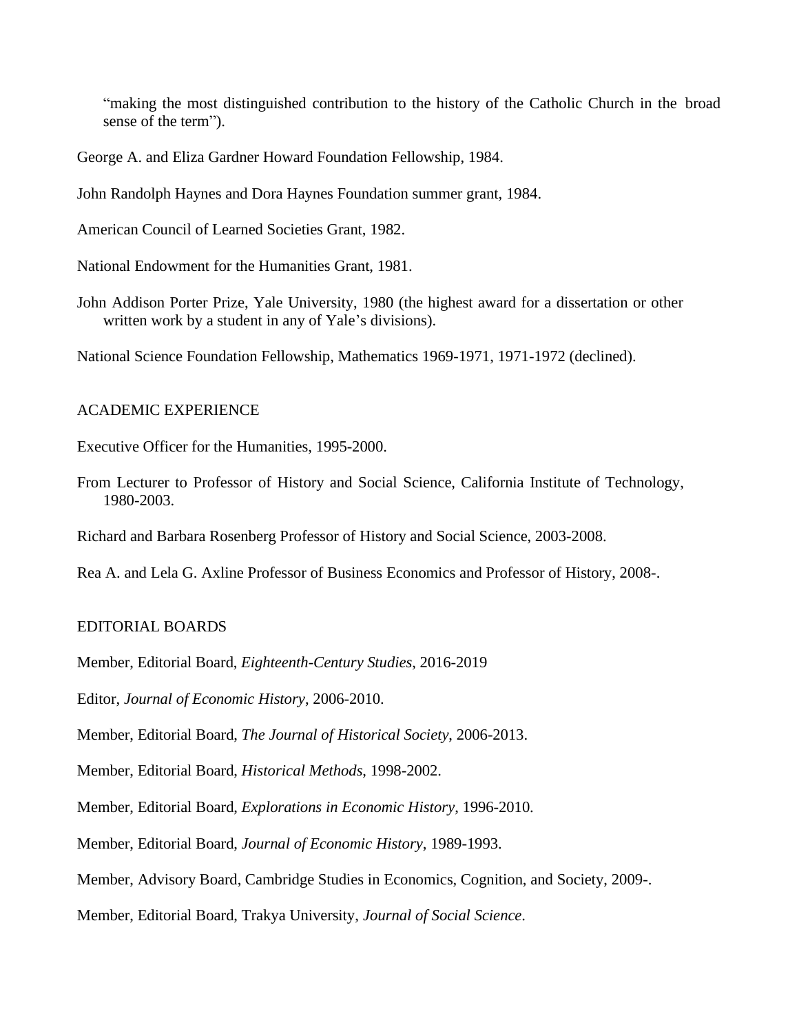"making the most distinguished contribution to the history of the Catholic Church in the broad sense of the term").

George A. and Eliza Gardner Howard Foundation Fellowship, 1984.

John Randolph Haynes and Dora Haynes Foundation summer grant, 1984.

American Council of Learned Societies Grant, 1982.

National Endowment for the Humanities Grant, 1981.

John Addison Porter Prize, Yale University, 1980 (the highest award for a dissertation or other written work by a student in any of Yale's divisions).

National Science Foundation Fellowship, Mathematics 1969-1971, 1971-1972 (declined).

## ACADEMIC EXPERIENCE

Executive Officer for the Humanities, 1995-2000.

From Lecturer to Professor of History and Social Science, California Institute of Technology, 1980-2003.

Richard and Barbara Rosenberg Professor of History and Social Science, 2003-2008.

Rea A. and Lela G. Axline Professor of Business Economics and Professor of History, 2008-.

## EDITORIAL BOARDS

Member, Editorial Board, *Eighteenth-Century Studies*, 2016-2019

Editor, *Journal of Economic History*, 2006-2010.

Member, Editorial Board, *The Journal of Historical Society*, 2006-2013.

Member, Editorial Board, *Historical Methods*, 1998-2002.

Member, Editorial Board, *Explorations in Economic History*, 1996-2010.

Member, Editorial Board, *Journal of Economic History*, 1989-1993.

Member, Advisory Board, Cambridge Studies in Economics, Cognition, and Society, 2009-.

Member, Editorial Board, Trakya University, *Journal of Social Science*.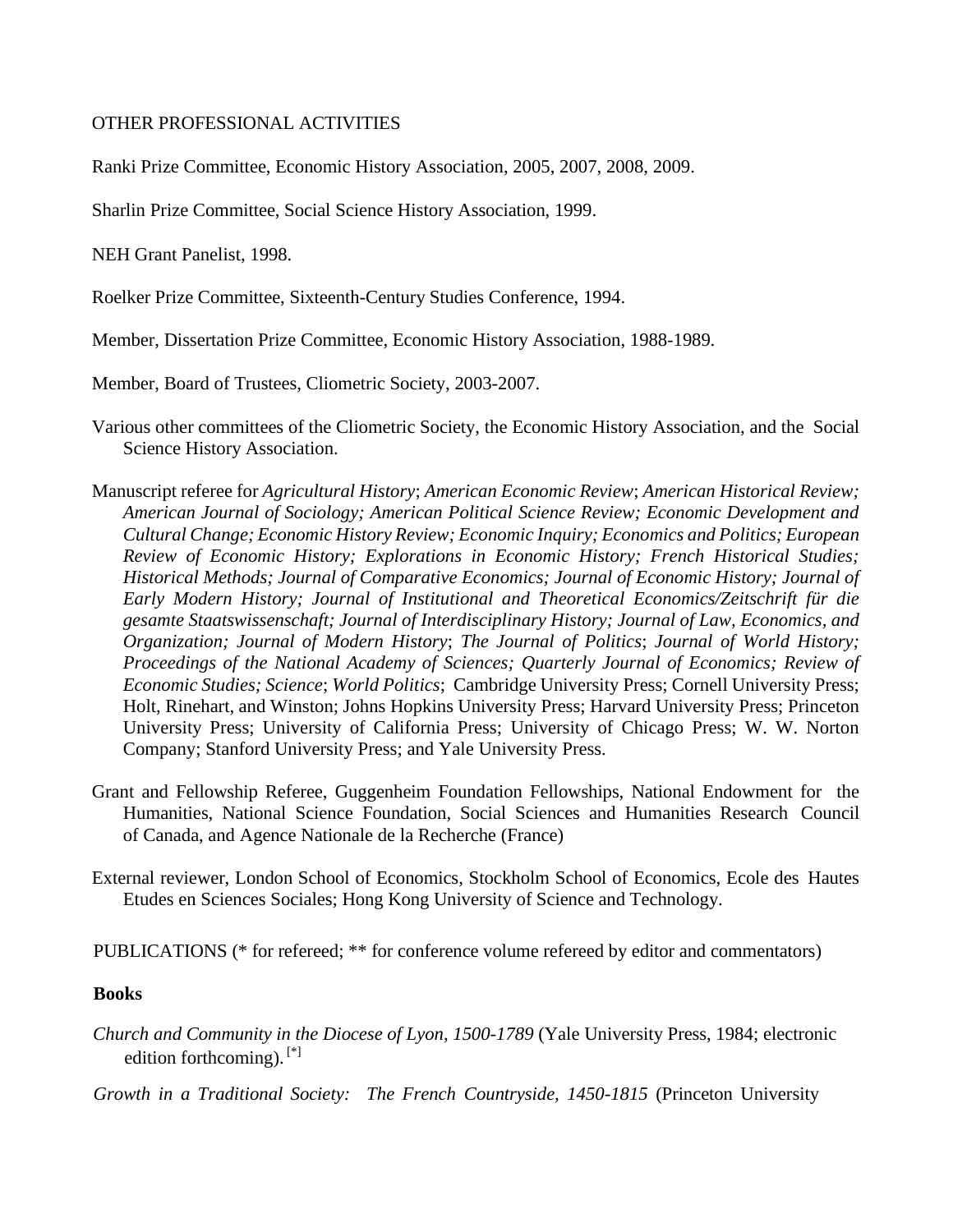OTHER PROFESSIONAL ACTIVITIES

Ranki Prize Committee, Economic History Association, 2005, 2007, 2008, 2009.

Sharlin Prize Committee, Social Science History Association, 1999.

NEH Grant Panelist, 1998.

Roelker Prize Committee, Sixteenth-Century Studies Conference, 1994.

Member, Dissertation Prize Committee, Economic History Association, 1988-1989.

Member, Board of Trustees, Cliometric Society, 2003-2007.

Various other committees of the Cliometric Society, the Economic History Association, and the Social Science History Association.

Manuscript referee for *Agricultural History*; *American Economic Review*; *American Historical Review; American Journal of Sociology; American Political Science Review; Economic Development and Cultural Change; Economic History Review; Economic Inquiry; Economics and Politics; European Review of Economic History; Explorations in Economic History; French Historical Studies; Historical Methods; Journal of Comparative Economics; Journal of Economic History; Journal of Early Modern History; Journal of Institutional and Theoretical Economics/Zeitschrift für die gesamte Staatswissenschaft; Journal of Interdisciplinary History; Journal of Law, Economics, and Organization; Journal of Modern History*; *The Journal of Politics*; *Journal of World History; Proceedings of the National Academy of Sciences; Quarterly Journal of Economics; Review of Economic Studies; Science*; *World Politics*; Cambridge University Press; Cornell University Press; Holt, Rinehart, and Winston; Johns Hopkins University Press; Harvard University Press; Princeton University Press; University of California Press; University of Chicago Press; W. W. Norton Company; Stanford University Press; and Yale University Press.

Grant and Fellowship Referee, Guggenheim Foundation Fellowships, National Endowment for the Humanities, National Science Foundation, Social Sciences and Humanities Research Council of Canada, and Agence Nationale de la Recherche (France)

External reviewer, London School of Economics, Stockholm School of Economics, Ecole des Hautes Etudes en Sciences Sociales; Hong Kong University of Science and Technology.

PUBLICATIONS (* for refereed; ** for conference volume refereed by editor and commentators)

**Books**

*Church and Community in the Diocese of Lyon, 1500-1789* (Yale University Press, 1984; electronic edition forthcoming). [*]

*Growth in a Traditional Society: The French Countryside, 1450-1815* (Princeton University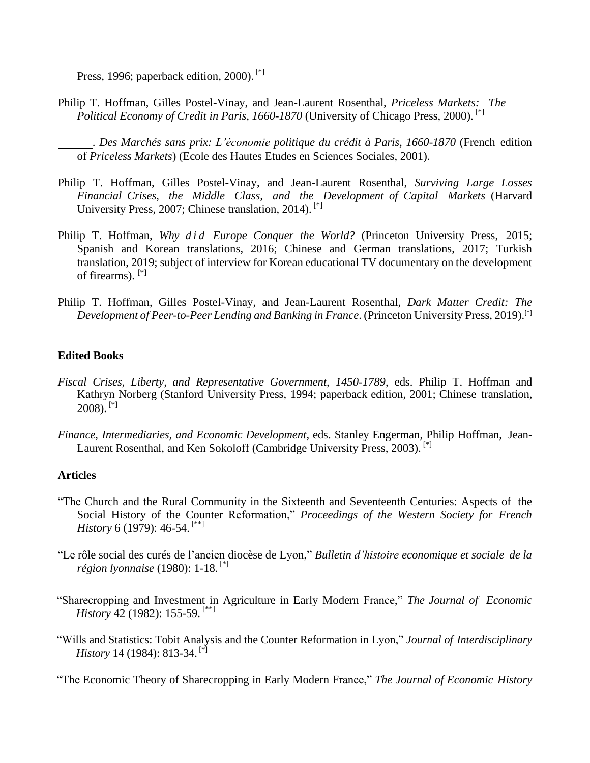Press, 1996; paperback edition, 2000). [*]

Philip T. Hoffman, Gilles Postel-Vinay, and Jean-Laurent Rosenthal, *Priceless Markets: The Political Economy of Credit in Paris, 1660-1870* (University of Chicago Press, 2000). [*]

______. *Des Marchés sans prix: L'économie politique du crédit à Paris, 1660-1870* (French edition of *Priceless Markets*) (Ecole des Hautes Etudes en Sciences Sociales, 2001).

Philip T. Hoffman, Gilles Postel-Vinay, and Jean-Laurent Rosenthal, *Surviving Large Losses Financial Crises, the Middle Class, and the Development of Capital Markets* (Harvard University Press, 2007; Chinese translation, 2014). [*]

Philip T. Hoffman, *Why did Europe Conquer the World?* (Princeton University Press, 2015; Spanish and Korean translations, 2016; Chinese and German translations, 2017; Turkish translation, 2019; subject of interview for Korean educational TV documentary on the development of firearms). [*]

Philip T. Hoffman, Gilles Postel-Vinay, and Jean-Laurent Rosenthal, *Dark Matter Credit: The Development of Peer-to-Peer Lending and Banking in France*. (Princeton University Press, 2019).[*]

**Edited Books**

*Fiscal Crises, Liberty, and Representative Government, 1450-1789*, eds. Philip T. Hoffman and Kathryn Norberg (Stanford University Press, 1994; paperback edition, 2001; Chinese translation, 2008). [*]

*Finance, Intermediaries, and Economic Development*, eds. Stanley Engerman, Philip Hoffman, Jean-Laurent Rosenthal, and Ken Sokoloff (Cambridge University Press, 2003). [*]

**Articles**

"The Church and the Rural Community in the Sixteenth and Seventeenth Centuries: Aspects of the Social History of the Counter Reformation," *Proceedings of the Western Society for French History* 6 (1979): 46-54. [**]

"Le rôle social des curés de l'ancien diocèse de Lyon," *Bulletin d'histoire economique et sociale de la région lyonnaise* (1980): 1-18. [*]

"Sharecropping and Investment in Agriculture in Early Modern France," *The Journal of Economic History* 42 (1982): 155-59. [**]

"Wills and Statistics: Tobit Analysis and the Counter Reformation in Lyon," *Journal of Interdisciplinary History* 14 (1984): 813-34. [*]

"The Economic Theory of Sharecropping in Early Modern France," *The Journal of Economic History*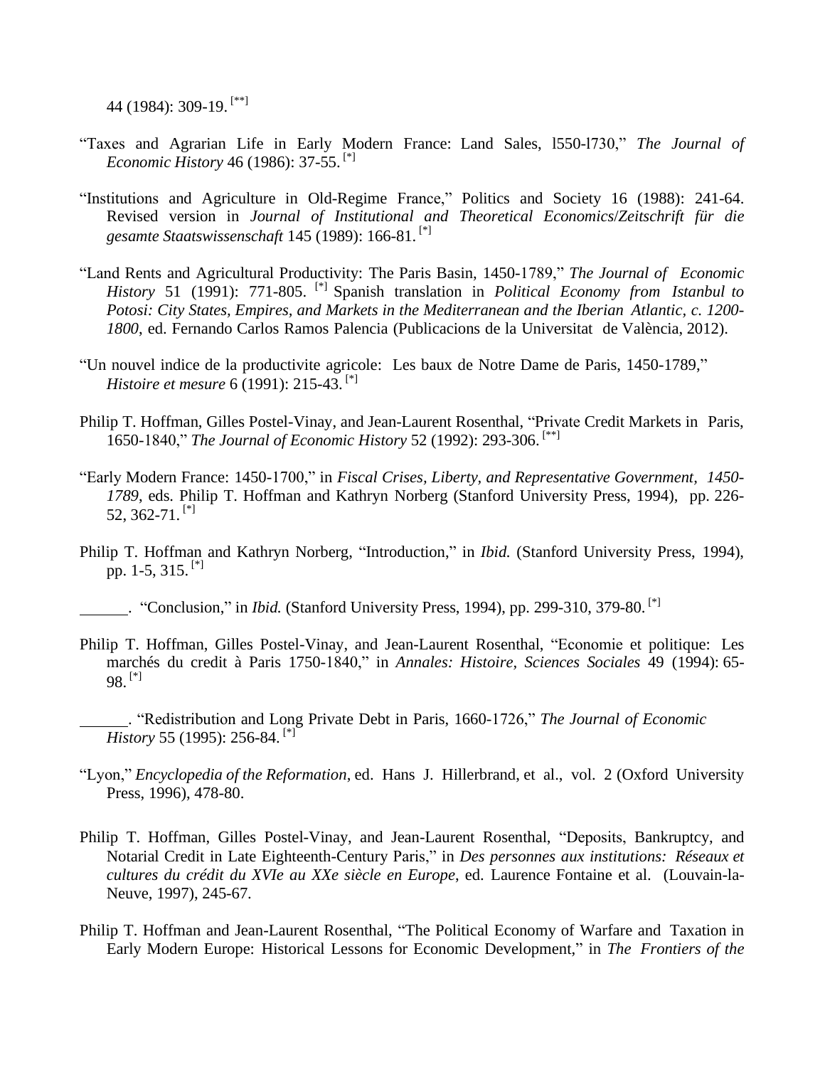44 (1984): 309-19. [**]

"Taxes and Agrarian Life in Early Modern France: Land Sales, l550-l730," *The Journal of Economic History* 46 (1986): 37-55. [*]

"Institutions and Agriculture in Old-Regime France," Politics and Society 16 (1988): 241-64. Revised version in *Journal of Institutional and Theoretical Economics/Zeitschrift für die gesamte Staatswissenschaft* 145 (1989): 166-81. [*]

"Land Rents and Agricultural Productivity: The Paris Basin, 1450-1789," *The Journal of Economic History* 51 (1991): 771-805. [*] Spanish translation in *Political Economy from Istanbul to Potosi: City States, Empires, and Markets in the Mediterranean and the Iberian Atlantic, c. 1200-1800*, ed. Fernando Carlos Ramos Palencia (Publicacions de la Universitat de València, 2012).

"Un nouvel indice de la productivite agricole: Les baux de Notre Dame de Paris, 1450-1789," *Histoire et mesure* 6 (1991): 215-43. [*]

Philip T. Hoffman, Gilles Postel-Vinay, and Jean-Laurent Rosenthal, "Private Credit Markets in Paris, 1650-1840," *The Journal of Economic History* 52 (1992): 293-306. [**]

"Early Modern France: 1450-1700," in *Fiscal Crises, Liberty, and Representative Government, 1450-1789*, eds. Philip T. Hoffman and Kathryn Norberg (Stanford University Press, 1994), pp. 226-52, 362-71. [*]

Philip T. Hoffman and Kathryn Norberg, "Introduction," in *Ibid.* (Stanford University Press, 1994), pp. 1-5, 315. [*]

______. "Conclusion," in *Ibid.* (Stanford University Press, 1994), pp. 299-310, 379-80. [*]

Philip T. Hoffman, Gilles Postel-Vinay, and Jean-Laurent Rosenthal, "Economie et politique: Les marchés du credit à Paris 1750-1840," in *Annales: Histoire, Sciences Sociales* 49 (1994): 65-98. [*]

______. "Redistribution and Long Private Debt in Paris, 1660-1726," *The Journal of Economic History* 55 (1995): 256-84. [*]

"Lyon," *Encyclopedia of the Reformation*, ed. Hans J. Hillerbrand, et al., vol. 2 (Oxford University Press, 1996), 478-80.

Philip T. Hoffman, Gilles Postel-Vinay, and Jean-Laurent Rosenthal, "Deposits, Bankruptcy, and Notarial Credit in Late Eighteenth-Century Paris," in *Des personnes aux institutions: Réseaux et cultures du crédit du XVIe au XXe siècle en Europe*, ed. Laurence Fontaine et al. (Louvain-la-Neuve, 1997), 245-67.

Philip T. Hoffman and Jean-Laurent Rosenthal, "The Political Economy of Warfare and Taxation in Early Modern Europe: Historical Lessons for Economic Development," in *The Frontiers of the*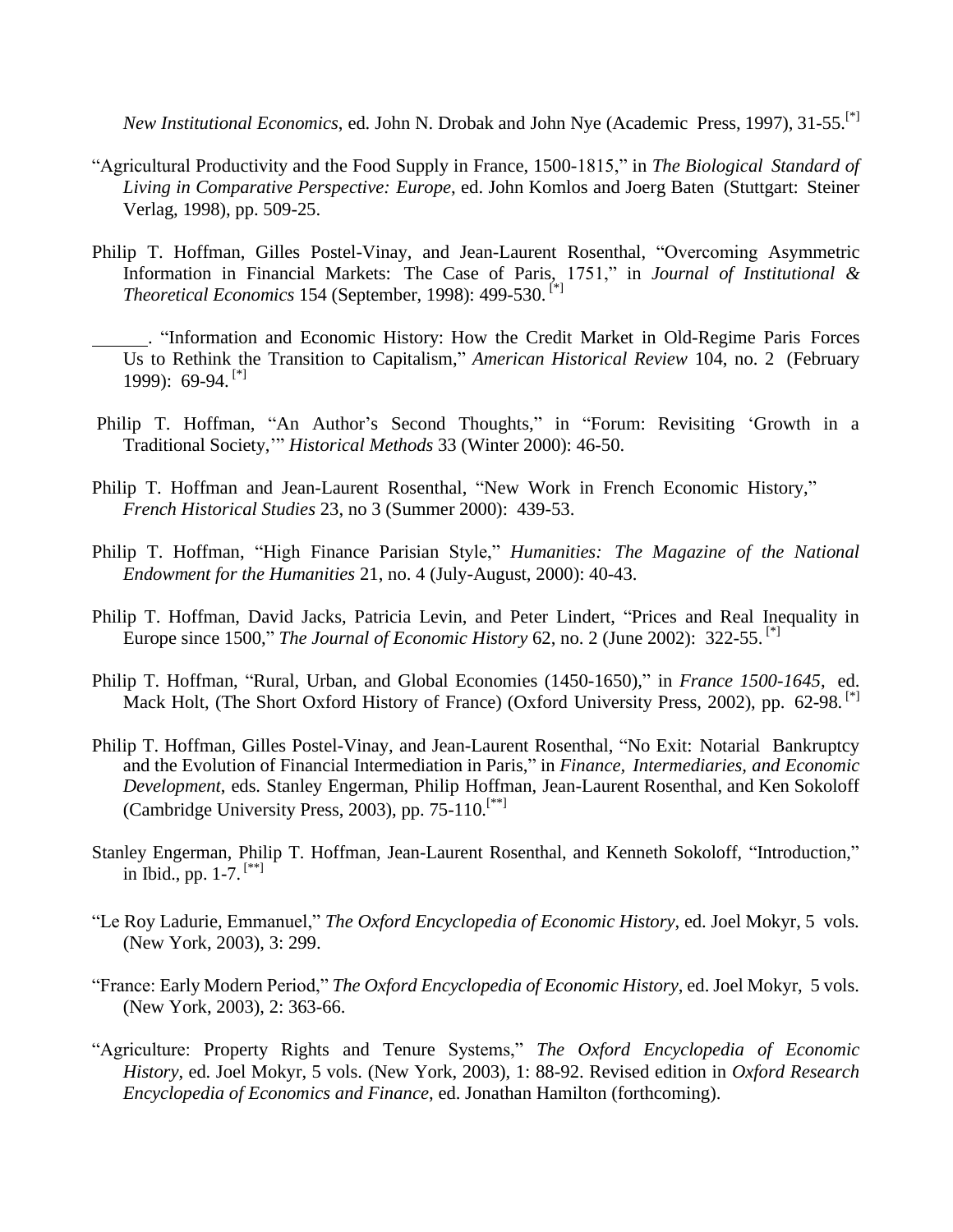*New Institutional Economics*, ed. John N. Drobak and John Nye (Academic Press, 1997), 31-55.[*]

"Agricultural Productivity and the Food Supply in France, 1500-1815," in *The Biological Standard of Living in Comparative Perspective: Europe*, ed. John Komlos and Joerg Baten (Stuttgart: Steiner Verlag, 1998), pp. 509-25.

Philip T. Hoffman, Gilles Postel-Vinay, and Jean-Laurent Rosenthal, "Overcoming Asymmetric Information in Financial Markets: The Case of Paris, 1751," in *Journal of Institutional & Theoretical Economics* 154 (September, 1998): 499-530. [*]

______. "Information and Economic History: How the Credit Market in Old-Regime Paris Forces Us to Rethink the Transition to Capitalism," *American Historical Review* 104, no. 2 (February 1999): 69-94. [*]

Philip T. Hoffman, "An Author's Second Thoughts," in "Forum: Revisiting 'Growth in a Traditional Society,'" *Historical Methods* 33 (Winter 2000): 46-50.

Philip T. Hoffman and Jean-Laurent Rosenthal, "New Work in French Economic History," *French Historical Studies* 23, no 3 (Summer 2000): 439-53.

Philip T. Hoffman, "High Finance Parisian Style," *Humanities: The Magazine of the National Endowment for the Humanities* 21, no. 4 (July-August, 2000): 40-43.

Philip T. Hoffman, David Jacks, Patricia Levin, and Peter Lindert, "Prices and Real Inequality in Europe since 1500," *The Journal of Economic History* 62, no. 2 (June 2002): 322-55. [*]

Philip T. Hoffman, "Rural, Urban, and Global Economies (1450-1650)," in *France 1500-1645*, ed. Mack Holt, (The Short Oxford History of France) (Oxford University Press, 2002), pp. 62-98. [*]

Philip T. Hoffman, Gilles Postel-Vinay, and Jean-Laurent Rosenthal, "No Exit: Notarial Bankruptcy and the Evolution of Financial Intermediation in Paris," in *Finance, Intermediaries, and Economic Development*, eds. Stanley Engerman, Philip Hoffman, Jean-Laurent Rosenthal, and Ken Sokoloff (Cambridge University Press, 2003), pp. 75-110.[**]

Stanley Engerman, Philip T. Hoffman, Jean-Laurent Rosenthal, and Kenneth Sokoloff, "Introduction," in Ibid., pp. 1-7. [**]

"Le Roy Ladurie, Emmanuel," *The Oxford Encyclopedia of Economic History*, ed. Joel Mokyr, 5 vols. (New York, 2003), 3: 299.

"France: Early Modern Period," *The Oxford Encyclopedia of Economic History*, ed. Joel Mokyr, 5 vols. (New York, 2003), 2: 363-66.

"Agriculture: Property Rights and Tenure Systems," *The Oxford Encyclopedia of Economic History*, ed. Joel Mokyr, 5 vols. (New York, 2003), 1: 88-92. Revised edition in *Oxford Research Encyclopedia of Economics and Finance*, ed. Jonathan Hamilton (forthcoming).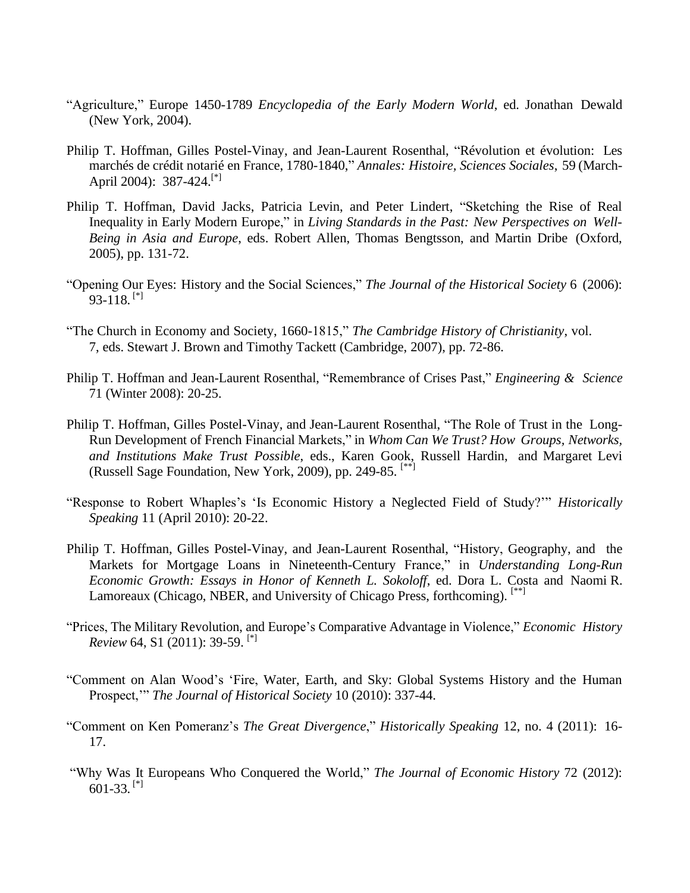"Agriculture," Europe 1450-1789 *Encyclopedia of the Early Modern World*, ed. Jonathan Dewald (New York, 2004).

Philip T. Hoffman, Gilles Postel-Vinay, and Jean-Laurent Rosenthal, "Révolution et évolution: Les marchés de crédit notarié en France, 1780-1840," *Annales: Histoire, Sciences Sociales*, 59 (March-April 2004): 387-424.[*]

Philip T. Hoffman, David Jacks, Patricia Levin, and Peter Lindert, "Sketching the Rise of Real Inequality in Early Modern Europe," in *Living Standards in the Past: New Perspectives on Well-Being in Asia and Europe*, eds. Robert Allen, Thomas Bengtsson, and Martin Dribe (Oxford, 2005), pp. 131-72.

"Opening Our Eyes: History and the Social Sciences," *The Journal of the Historical Society* 6 (2006): 93-118. [*]

"The Church in Economy and Society, 1660-1815," *The Cambridge History of Christianity*, vol. 7, eds. Stewart J. Brown and Timothy Tackett (Cambridge, 2007), pp. 72-86.

Philip T. Hoffman and Jean-Laurent Rosenthal, "Remembrance of Crises Past," *Engineering & Science* 71 (Winter 2008): 20-25.

Philip T. Hoffman, Gilles Postel-Vinay, and Jean-Laurent Rosenthal, "The Role of Trust in the Long-Run Development of French Financial Markets," in *Whom Can We Trust? How Groups, Networks, and Institutions Make Trust Possible*, eds., Karen Gook, Russell Hardin, and Margaret Levi (Russell Sage Foundation, New York, 2009), pp. 249-85. [**]

"Response to Robert Whaples's 'Is Economic History a Neglected Field of Study?'" *Historically Speaking* 11 (April 2010): 20-22.

Philip T. Hoffman, Gilles Postel-Vinay, and Jean-Laurent Rosenthal, "History, Geography, and the Markets for Mortgage Loans in Nineteenth-Century France," in *Understanding Long-Run Economic Growth: Essays in Honor of Kenneth L. Sokoloff*, ed. Dora L. Costa and Naomi R. Lamoreaux (Chicago, NBER, and University of Chicago Press, forthcoming). [**]

"Prices, The Military Revolution, and Europe's Comparative Advantage in Violence," *Economic History Review* 64, S1 (2011): 39-59. [*]

"Comment on Alan Wood's 'Fire, Water, Earth, and Sky: Global Systems History and the Human Prospect,'" *The Journal of Historical Society* 10 (2010): 337-44.

"Comment on Ken Pomeranz's *The Great Divergence*," *Historically Speaking* 12, no. 4 (2011): 16-17.

"Why Was It Europeans Who Conquered the World," *The Journal of Economic History* 72 (2012): 601-33. [*]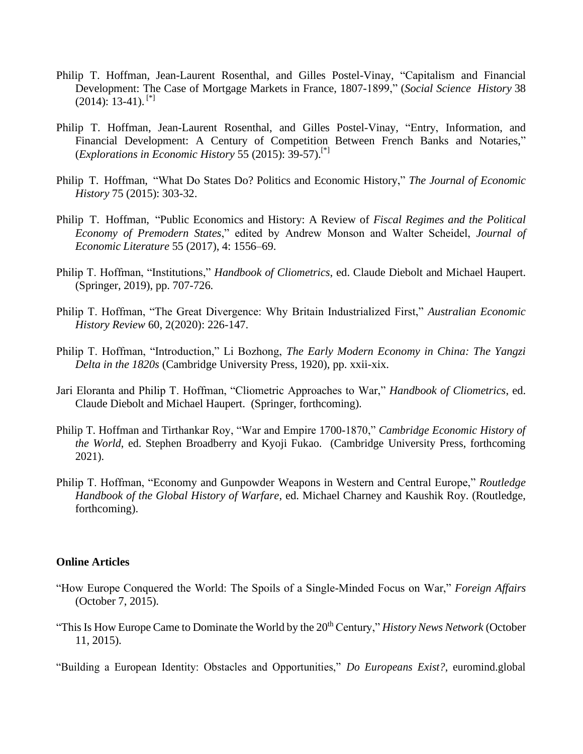Philip T. Hoffman, Jean-Laurent Rosenthal, and Gilles Postel-Vinay, "Capitalism and Financial Development: The Case of Mortgage Markets in France, 1807-1899," (*Social Science History* 38 (2014): 13-41). [*]

Philip T. Hoffman, Jean-Laurent Rosenthal, and Gilles Postel-Vinay, "Entry, Information, and Financial Development: A Century of Competition Between French Banks and Notaries," (*Explorations in Economic History* 55 (2015): 39-57). [*]

Philip T. Hoffman, "What Do States Do? Politics and Economic History," *The Journal of Economic History* 75 (2015): 303-32.

Philip T. Hoffman, "Public Economics and History: A Review of *Fiscal Regimes and the Political Economy of Premodern States*," edited by Andrew Monson and Walter Scheidel, *Journal of Economic Literature* 55 (2017), 4: 1556–69.

Philip T. Hoffman, "Institutions," *Handbook of Cliometrics*, ed. Claude Diebolt and Michael Haupert. (Springer, 2019), pp. 707-726.

Philip T. Hoffman, "The Great Divergence: Why Britain Industrialized First," *Australian Economic History Review* 60, 2(2020): 226-147.

Philip T. Hoffman, "Introduction," Li Bozhong, *The Early Modern Economy in China: The Yangzi Delta in the 1820s* (Cambridge University Press, 1920), pp. xxii-xix.

Jari Eloranta and Philip T. Hoffman, "Cliometric Approaches to War," *Handbook of Cliometrics*, ed. Claude Diebolt and Michael Haupert. (Springer, forthcoming).

Philip T. Hoffman and Tirthankar Roy, "War and Empire 1700-1870," *Cambridge Economic History of the World*, ed. Stephen Broadberry and Kyoji Fukao. (Cambridge University Press, forthcoming 2021).

Philip T. Hoffman, "Economy and Gunpowder Weapons in Western and Central Europe," *Routledge Handbook of the Global History of Warfare*, ed. Michael Charney and Kaushik Roy. (Routledge, forthcoming).

**Online Articles**

"How Europe Conquered the World: The Spoils of a Single-Minded Focus on War," *Foreign Affairs* (October 7, 2015).

"This Is How Europe Came to Dominate the World by the 20th Century," *History News Network* (October 11, 2015).

"Building a European Identity: Obstacles and Opportunities," *Do Europeans Exist?*, euromind.global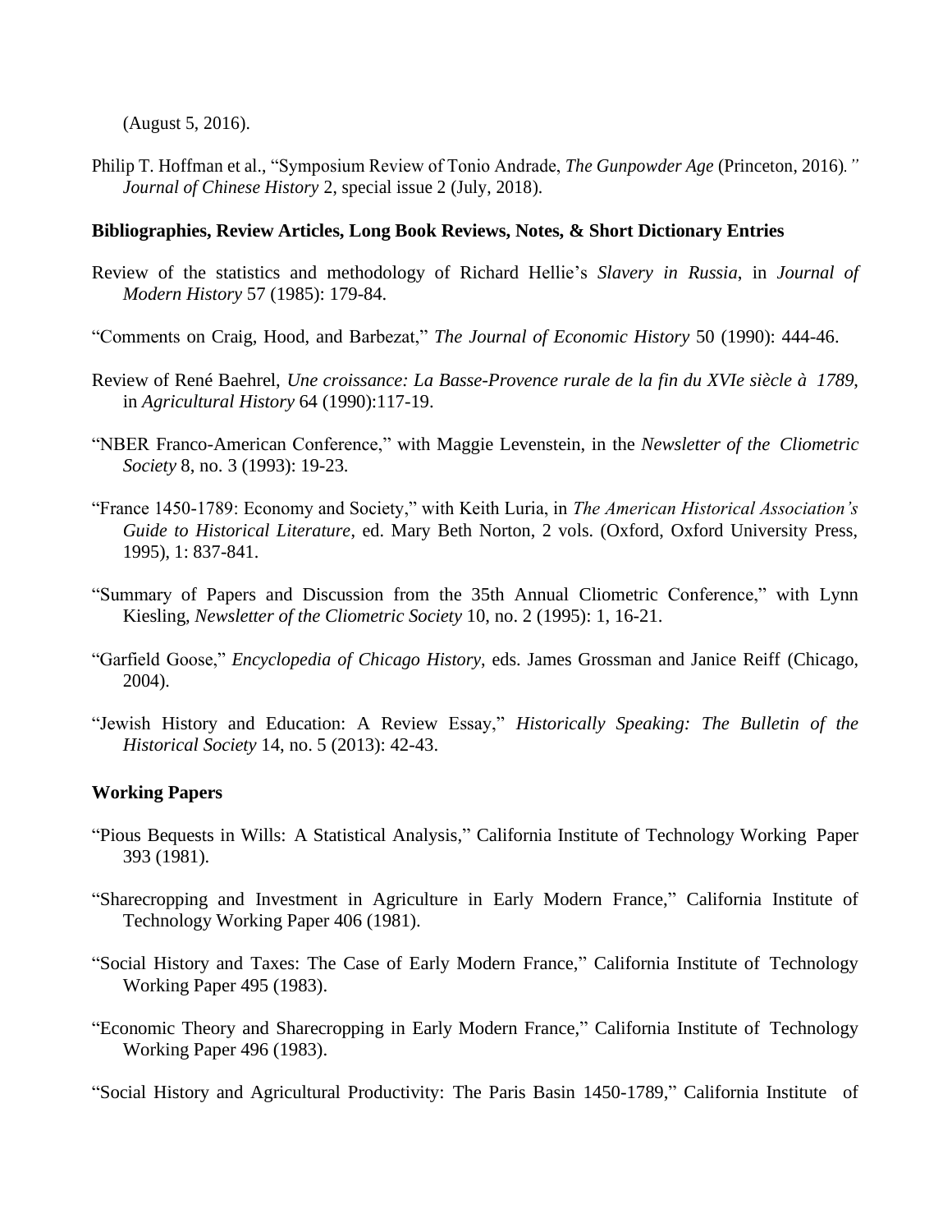(August 5, 2016).

Philip T. Hoffman et al., "Symposium Review of Tonio Andrade, *The Gunpowder Age* (Princeton, 2016)." *Journal of Chinese History* 2, special issue 2 (July, 2018).

**Bibliographies, Review Articles, Long Book Reviews, Notes, & Short Dictionary Entries**

Review of the statistics and methodology of Richard Hellie's *Slavery in Russia*, in *Journal of Modern History* 57 (1985): 179-84.

"Comments on Craig, Hood, and Barbezat," *The Journal of Economic History* 50 (1990): 444-46.

Review of René Baehrel, *Une croissance: La Basse-Provence rurale de la fin du XVIe siècle à 1789*, in *Agricultural History* 64 (1990):117-19.

"NBER Franco-American Conference," with Maggie Levenstein, in the *Newsletter of the Cliometric Society* 8, no. 3 (1993): 19-23.

"France 1450-1789: Economy and Society," with Keith Luria, in *The American Historical Association's Guide to Historical Literature*, ed. Mary Beth Norton, 2 vols. (Oxford, Oxford University Press, 1995), 1: 837-841.

"Summary of Papers and Discussion from the 35th Annual Cliometric Conference," with Lynn Kiesling, *Newsletter of the Cliometric Society* 10, no. 2 (1995): 1, 16-21.

"Garfield Goose," *Encyclopedia of Chicago History*, eds. James Grossman and Janice Reiff (Chicago, 2004).

"Jewish History and Education: A Review Essay," *Historically Speaking: The Bulletin of the Historical Society* 14, no. 5 (2013): 42-43.

**Working Papers**

"Pious Bequests in Wills: A Statistical Analysis," California Institute of Technology Working Paper 393 (1981).

"Sharecropping and Investment in Agriculture in Early Modern France," California Institute of Technology Working Paper 406 (1981).

"Social History and Taxes: The Case of Early Modern France," California Institute of Technology Working Paper 495 (1983).

"Economic Theory and Sharecropping in Early Modern France," California Institute of Technology Working Paper 496 (1983).

"Social History and Agricultural Productivity: The Paris Basin 1450-1789," California Institute of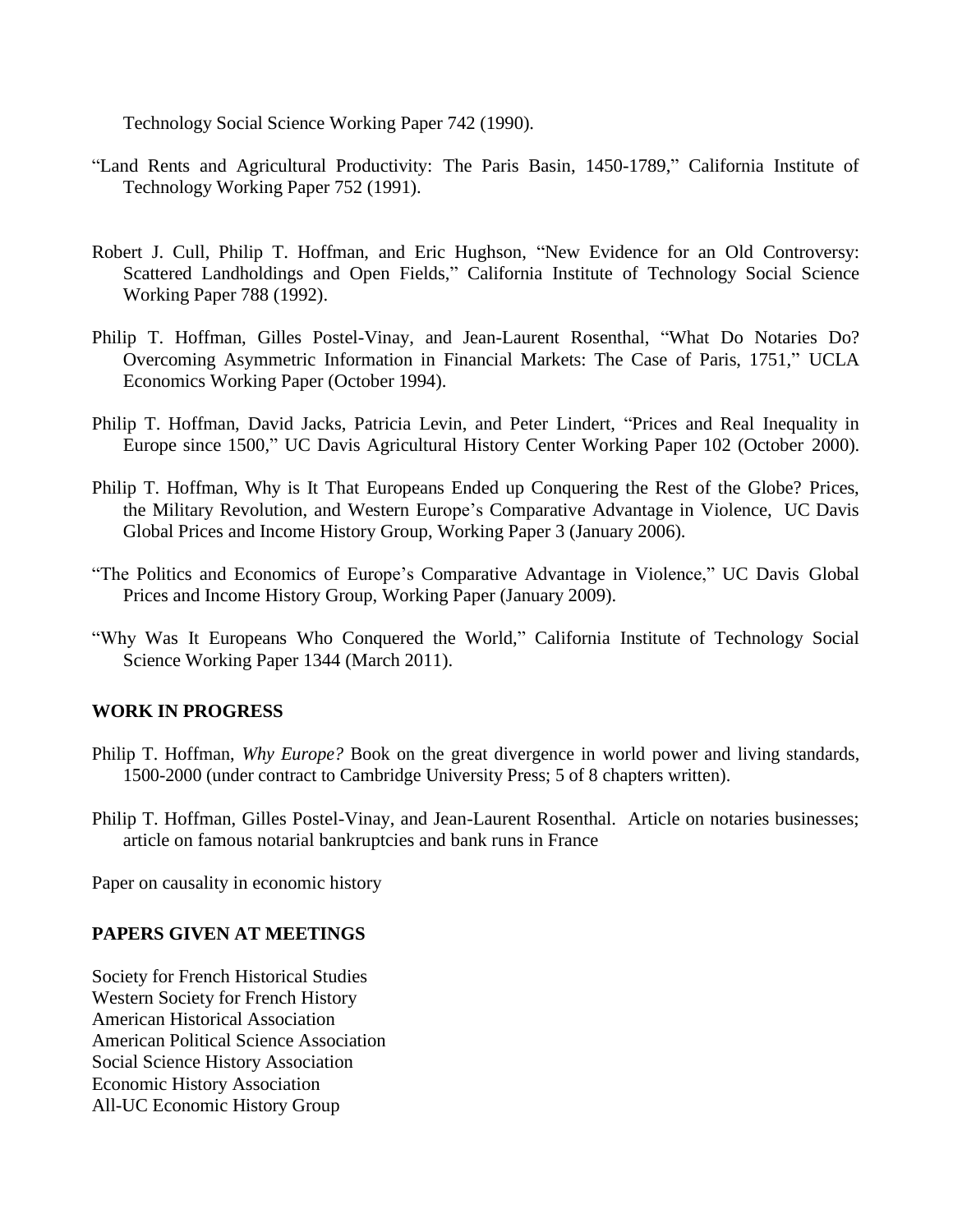Technology Social Science Working Paper 742 (1990).

"Land Rents and Agricultural Productivity: The Paris Basin, 1450-1789," California Institute of Technology Working Paper 752 (1991).

Robert J. Cull, Philip T. Hoffman, and Eric Hughson, "New Evidence for an Old Controversy: Scattered Landholdings and Open Fields," California Institute of Technology Social Science Working Paper 788 (1992).

Philip T. Hoffman, Gilles Postel-Vinay, and Jean-Laurent Rosenthal, "What Do Notaries Do? Overcoming Asymmetric Information in Financial Markets: The Case of Paris, 1751," UCLA Economics Working Paper (October 1994).

Philip T. Hoffman, David Jacks, Patricia Levin, and Peter Lindert, "Prices and Real Inequality in Europe since 1500," UC Davis Agricultural History Center Working Paper 102 (October 2000).

Philip T. Hoffman, Why is It That Europeans Ended up Conquering the Rest of the Globe? Prices, the Military Revolution, and Western Europe's Comparative Advantage in Violence, UC Davis Global Prices and Income History Group, Working Paper 3 (January 2006).

"The Politics and Economics of Europe's Comparative Advantage in Violence," UC Davis Global Prices and Income History Group, Working Paper (January 2009).

"Why Was It Europeans Who Conquered the World," California Institute of Technology Social Science Working Paper 1344 (March 2011).

## WORK IN PROGRESS

Philip T. Hoffman, *Why Europe?* Book on the great divergence in world power and living standards, 1500-2000 (under contract to Cambridge University Press; 5 of 8 chapters written).

Philip T. Hoffman, Gilles Postel-Vinay, and Jean-Laurent Rosenthal. Article on notaries businesses; article on famous notarial bankruptcies and bank runs in France

Paper on causality in economic history

## PAPERS GIVEN AT MEETINGS

Society for French Historical Studies
Western Society for French History
American Historical Association
American Political Science Association
Social Science History Association
Economic History Association
All-UC Economic History Group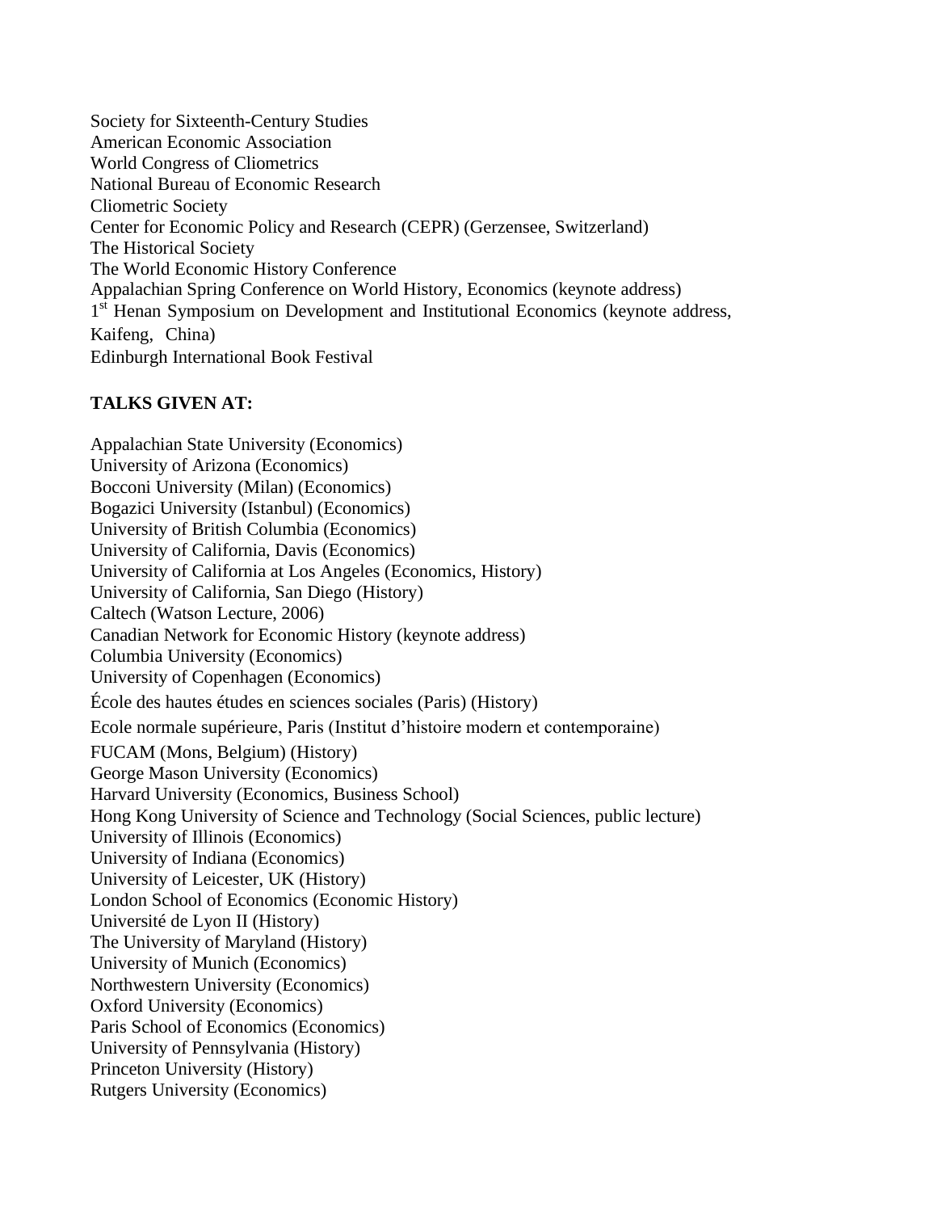Society for Sixteenth-Century Studies
American Economic Association
World Congress of Cliometrics
National Bureau of Economic Research
Cliometric Society
Center for Economic Policy and Research (CEPR) (Gerzensee, Switzerland)
The Historical Society
The World Economic History Conference
Appalachian Spring Conference on World History, Economics (keynote address)
1st Henan Symposium on Development and Institutional Economics (keynote address, Kaifeng, China)
Edinburgh International Book Festival

**TALKS GIVEN AT:**

Appalachian State University (Economics)
University of Arizona (Economics)
Bocconi University (Milan) (Economics)
Bogazici University (Istanbul) (Economics)
University of British Columbia (Economics)
University of California, Davis (Economics)
University of California at Los Angeles (Economics, History)
University of California, San Diego (History)
Caltech (Watson Lecture, 2006)
Canadian Network for Economic History (keynote address)
Columbia University (Economics)
University of Copenhagen (Economics)
École des hautes études en sciences sociales (Paris) (History)
Ecole normale supérieure, Paris (Institut d'histoire modern et contemporaine)
FUCAM (Mons, Belgium) (History)
George Mason University (Economics)
Harvard University (Economics, Business School)
Hong Kong University of Science and Technology (Social Sciences, public lecture)
University of Illinois (Economics)
University of Indiana (Economics)
University of Leicester, UK (History)
London School of Economics (Economic History)
Université de Lyon II (History)
The University of Maryland (History)
University of Munich (Economics)
Northwestern University (Economics)
Oxford University (Economics)
Paris School of Economics (Economics)
University of Pennsylvania (History)
Princeton University (History)
Rutgers University (Economics)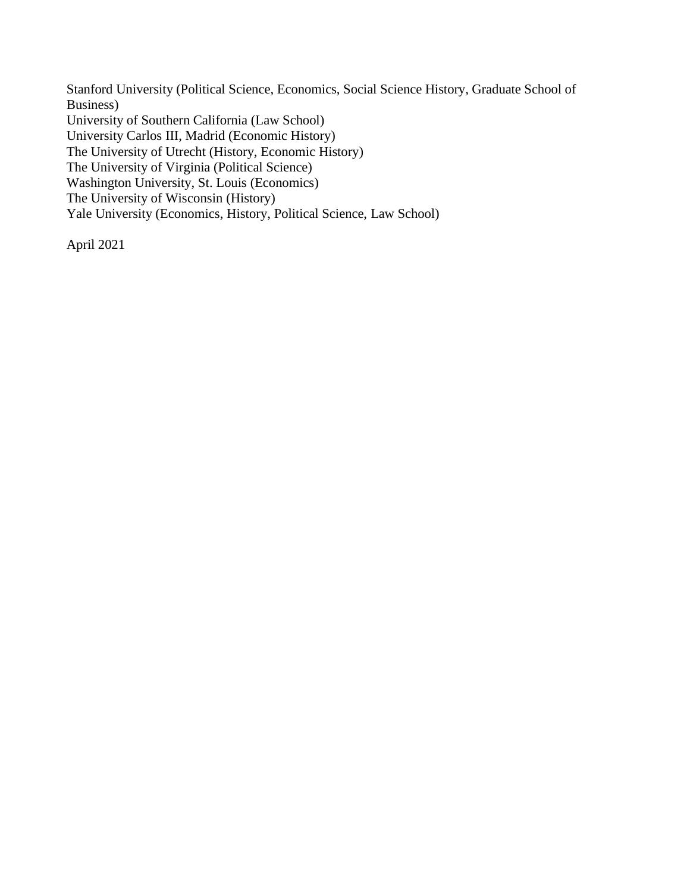Stanford University (Political Science, Economics, Social Science History, Graduate School of Business)
University of Southern California (Law School)
University Carlos III, Madrid (Economic History)
The University of Utrecht (History, Economic History)
The University of Virginia (Political Science)
Washington University, St. Louis (Economics)
The University of Wisconsin (History)
Yale University (Economics, History, Political Science, Law School)

April 2021